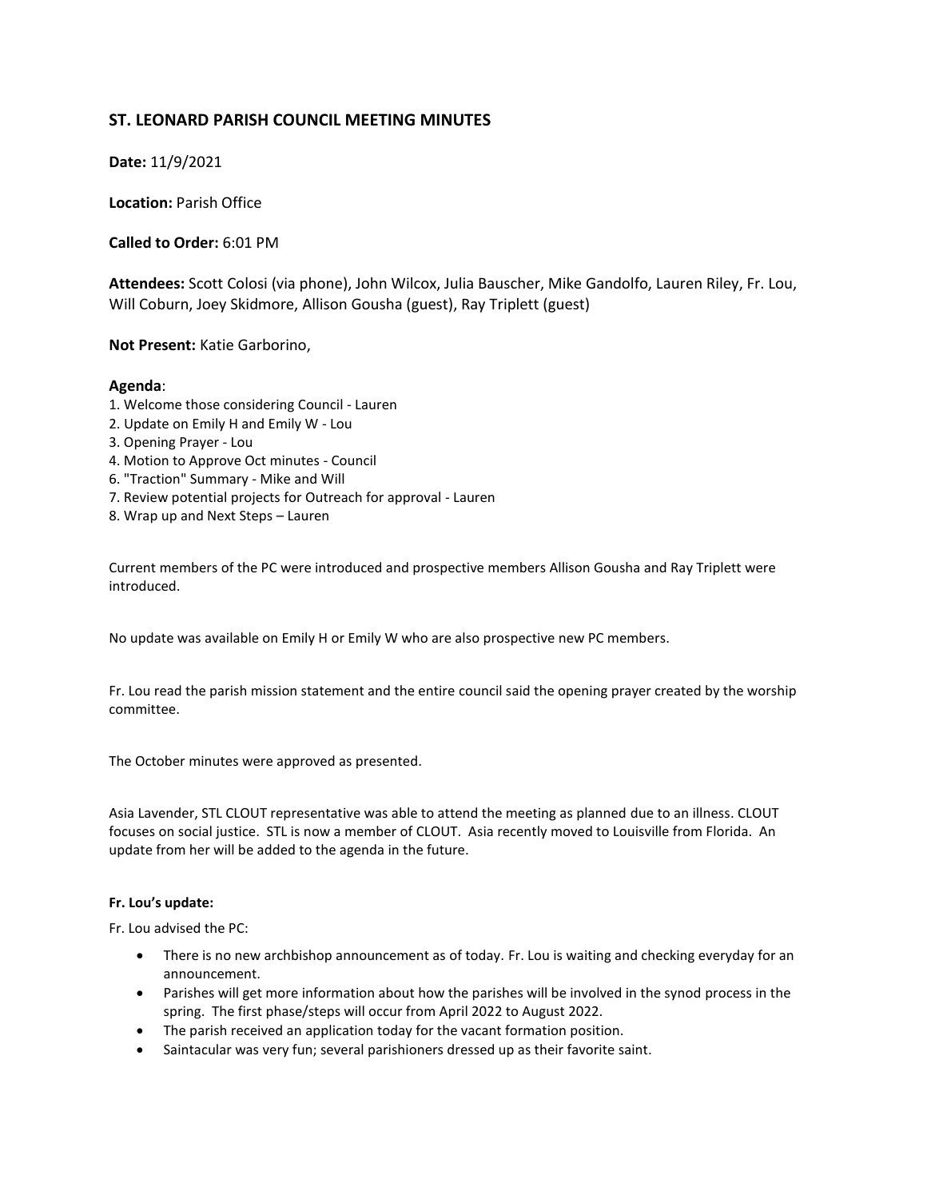## ST. LEONARD PARISH COUNCIL MEETING MINUTES

**Date:** 11/9/2021

**Location:** Parish Office

**Called to Order:** 6:01 PM

**Attendees:** Scott Colosi (via phone), John Wilcox, Julia Bauscher, Mike Gandolfo, Lauren Riley, Fr. Lou, Will Coburn, Joey Skidmore, Allison Gousha (guest), Ray Triplett (guest)

**Not Present:** Katie Garborino,

**Agenda**:
1. Welcome those considering Council - Lauren
2. Update on Emily H and Emily W - Lou
3. Opening Prayer - Lou
4. Motion to Approve Oct minutes - Council
6. "Traction" Summary - Mike and Will
7. Review potential projects for Outreach for approval - Lauren
8. Wrap up and Next Steps – Lauren

Current members of the PC were introduced and prospective members Allison Gousha and Ray Triplett were introduced.

No update was available on Emily H or Emily W who are also prospective new PC members.

Fr. Lou read the parish mission statement and the entire council said the opening prayer created by the worship committee.

The October minutes were approved as presented.

Asia Lavender, STL CLOUT representative was able to attend the meeting as planned due to an illness. CLOUT focuses on social justice. STL is now a member of CLOUT. Asia recently moved to Louisville from Florida. An update from her will be added to the agenda in the future.

**Fr. Lou's update:**

Fr. Lou advised the PC:

- There is no new archbishop announcement as of today. Fr. Lou is waiting and checking everyday for an announcement.
- Parishes will get more information about how the parishes will be involved in the synod process in the spring. The first phase/steps will occur from April 2022 to August 2022.
- The parish received an application today for the vacant formation position.
- Saintacular was very fun; several parishioners dressed up as their favorite saint.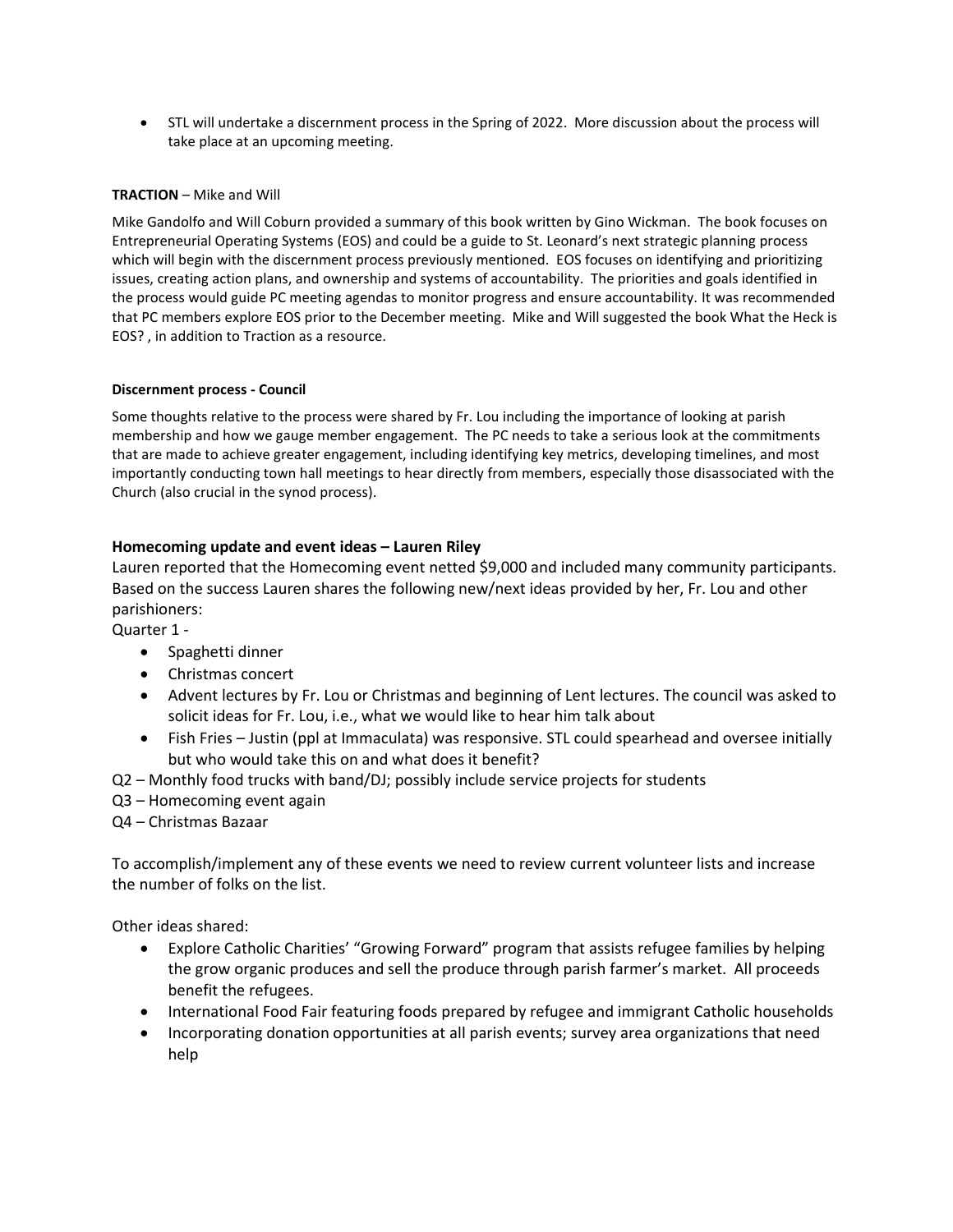- STL will undertake a discernment process in the Spring of 2022. More discussion about the process will take place at an upcoming meeting.

**TRACTION** – Mike and Will

Mike Gandolfo and Will Coburn provided a summary of this book written by Gino Wickman. The book focuses on Entrepreneurial Operating Systems (EOS) and could be a guide to St. Leonard's next strategic planning process which will begin with the discernment process previously mentioned. EOS focuses on identifying and prioritizing issues, creating action plans, and ownership and systems of accountability. The priorities and goals identified in the process would guide PC meeting agendas to monitor progress and ensure accountability. It was recommended that PC members explore EOS prior to the December meeting. Mike and Will suggested the book What the Heck is EOS? , in addition to Traction as a resource.

**Discernment process - Council**

Some thoughts relative to the process were shared by Fr. Lou including the importance of looking at parish membership and how we gauge member engagement. The PC needs to take a serious look at the commitments that are made to achieve greater engagement, including identifying key metrics, developing timelines, and most importantly conducting town hall meetings to hear directly from members, especially those disassociated with the Church (also crucial in the synod process).

### Homecoming update and event ideas – Lauren Riley

Lauren reported that the Homecoming event netted $9,000 and included many community participants. Based on the success Lauren shares the following new/next ideas provided by her, Fr. Lou and other parishioners:

Quarter 1 -

- Spaghetti dinner
- Christmas concert
- Advent lectures by Fr. Lou or Christmas and beginning of Lent lectures. The council was asked to solicit ideas for Fr. Lou, i.e., what we would like to hear him talk about
- Fish Fries – Justin (ppl at Immaculata) was responsive. STL could spearhead and oversee initially but who would take this on and what does it benefit?

Q2 – Monthly food trucks with band/DJ; possibly include service projects for students

Q3 – Homecoming event again

Q4 – Christmas Bazaar

To accomplish/implement any of these events we need to review current volunteer lists and increase the number of folks on the list.

Other ideas shared:

- Explore Catholic Charities' "Growing Forward" program that assists refugee families by helping the grow organic produces and sell the produce through parish farmer's market. All proceeds benefit the refugees.
- International Food Fair featuring foods prepared by refugee and immigrant Catholic households
- Incorporating donation opportunities at all parish events; survey area organizations that need help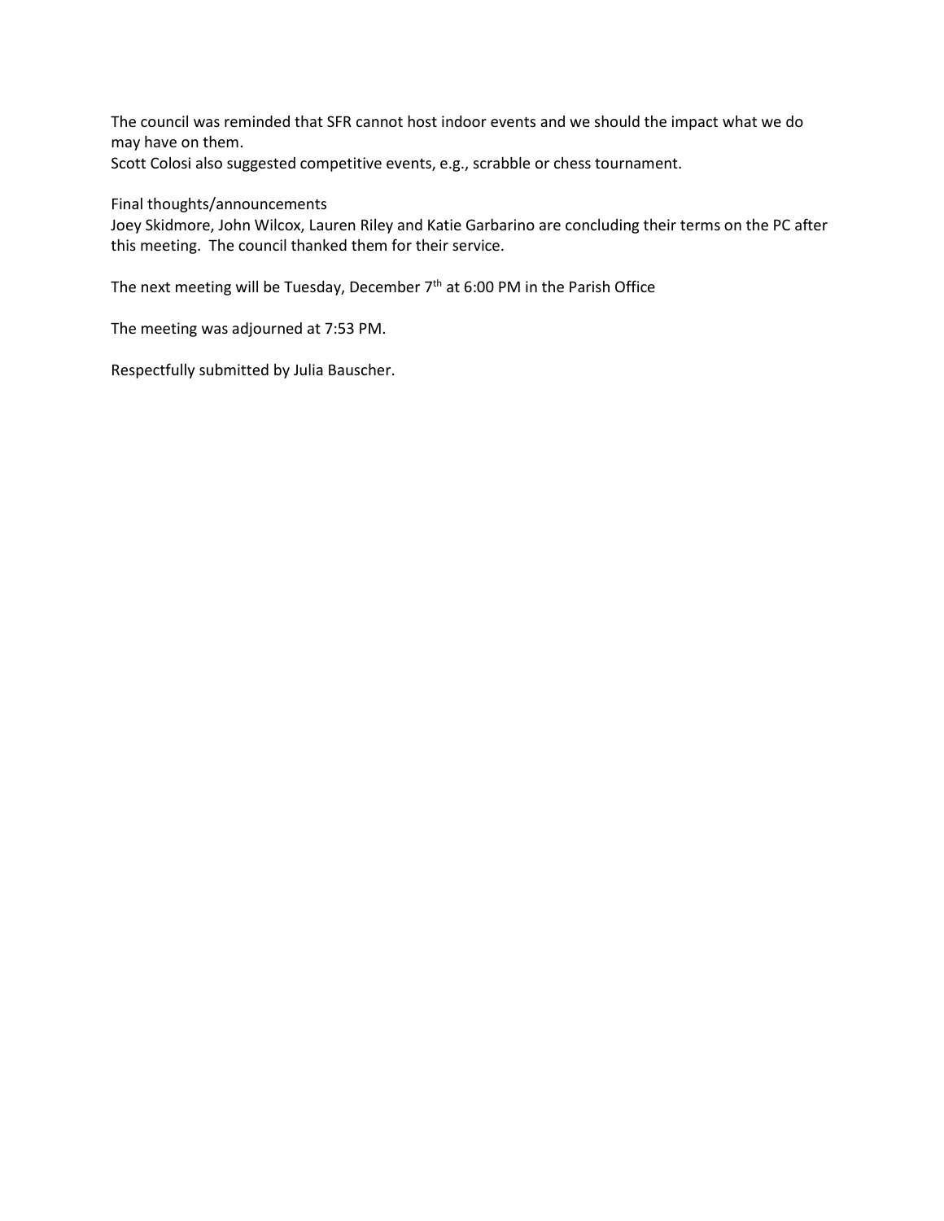The council was reminded that SFR cannot host indoor events and we should the impact what we do may have on them.
Scott Colosi also suggested competitive events, e.g., scrabble or chess tournament.

Final thoughts/announcements
Joey Skidmore, John Wilcox, Lauren Riley and Katie Garbarino are concluding their terms on the PC after this meeting. The council thanked them for their service.

The next meeting will be Tuesday, December 7th at 6:00 PM in the Parish Office

The meeting was adjourned at 7:53 PM.

Respectfully submitted by Julia Bauscher.